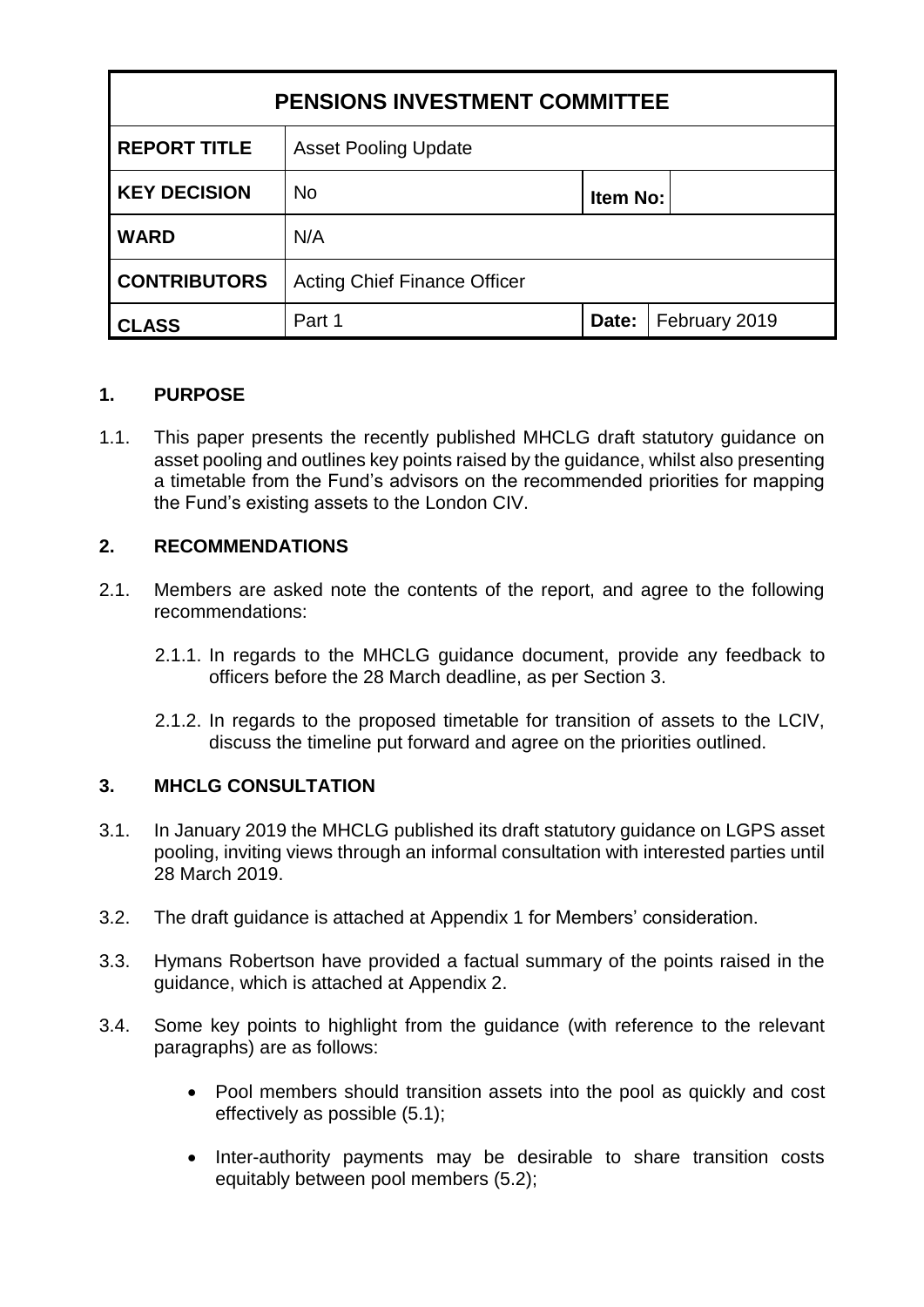| PENSIONS INVESTMENT COMMITTEE | | | |
|---|---|---|---|
| **REPORT TITLE** | Asset Pooling Update | | |
| **KEY DECISION** | No | **Item No:** | |
| **WARD** | N/A | | |
| **CONTRIBUTORS** | Acting Chief Finance Officer | | |
| **CLASS** | Part 1 | **Date:** | February 2019 |

## 1. PURPOSE

1.1. This paper presents the recently published MHCLG draft statutory guidance on asset pooling and outlines key points raised by the guidance, whilst also presenting a timetable from the Fund's advisors on the recommended priorities for mapping the Fund's existing assets to the London CIV.

## 2. RECOMMENDATIONS

2.1. Members are asked note the contents of the report, and agree to the following recommendations:

2.1.1. In regards to the MHCLG guidance document, provide any feedback to officers before the 28 March deadline, as per Section 3.

2.1.2. In regards to the proposed timetable for transition of assets to the LCIV, discuss the timeline put forward and agree on the priorities outlined.

## 3. MHCLG CONSULTATION

3.1. In January 2019 the MHCLG published its draft statutory guidance on LGPS asset pooling, inviting views through an informal consultation with interested parties until 28 March 2019.

3.2. The draft guidance is attached at Appendix 1 for Members' consideration.

3.3. Hymans Robertson have provided a factual summary of the points raised in the guidance, which is attached at Appendix 2.

3.4. Some key points to highlight from the guidance (with reference to the relevant paragraphs) are as follows:

- Pool members should transition assets into the pool as quickly and cost effectively as possible (5.1);
- Inter-authority payments may be desirable to share transition costs equitably between pool members (5.2);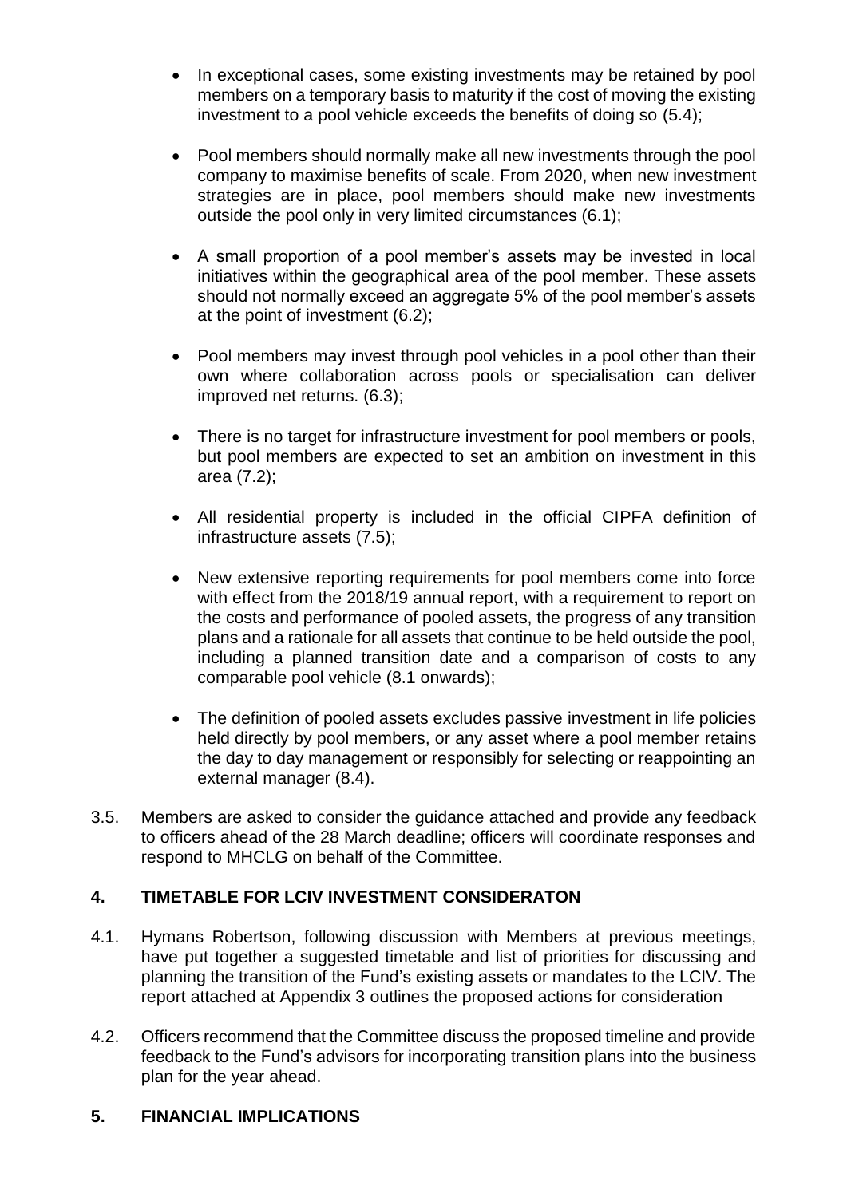- In exceptional cases, some existing investments may be retained by pool members on a temporary basis to maturity if the cost of moving the existing investment to a pool vehicle exceeds the benefits of doing so (5.4);

- Pool members should normally make all new investments through the pool company to maximise benefits of scale. From 2020, when new investment strategies are in place, pool members should make new investments outside the pool only in very limited circumstances (6.1);

- A small proportion of a pool member's assets may be invested in local initiatives within the geographical area of the pool member. These assets should not normally exceed an aggregate 5% of the pool member's assets at the point of investment (6.2);

- Pool members may invest through pool vehicles in a pool other than their own where collaboration across pools or specialisation can deliver improved net returns. (6.3);

- There is no target for infrastructure investment for pool members or pools, but pool members are expected to set an ambition on investment in this area (7.2);

- All residential property is included in the official CIPFA definition of infrastructure assets (7.5);

- New extensive reporting requirements for pool members come into force with effect from the 2018/19 annual report, with a requirement to report on the costs and performance of pooled assets, the progress of any transition plans and a rationale for all assets that continue to be held outside the pool, including a planned transition date and a comparison of costs to any comparable pool vehicle (8.1 onwards);

- The definition of pooled assets excludes passive investment in life policies held directly by pool members, or any asset where a pool member retains the day to day management or responsibly for selecting or reappointing an external manager (8.4).

3.5. Members are asked to consider the guidance attached and provide any feedback to officers ahead of the 28 March deadline; officers will coordinate responses and respond to MHCLG on behalf of the Committee.

## 4. TIMETABLE FOR LCIV INVESTMENT CONSIDERATON

4.1. Hymans Robertson, following discussion with Members at previous meetings, have put together a suggested timetable and list of priorities for discussing and planning the transition of the Fund's existing assets or mandates to the LCIV. The report attached at Appendix 3 outlines the proposed actions for consideration

4.2. Officers recommend that the Committee discuss the proposed timeline and provide feedback to the Fund's advisors for incorporating transition plans into the business plan for the year ahead.

## 5. FINANCIAL IMPLICATIONS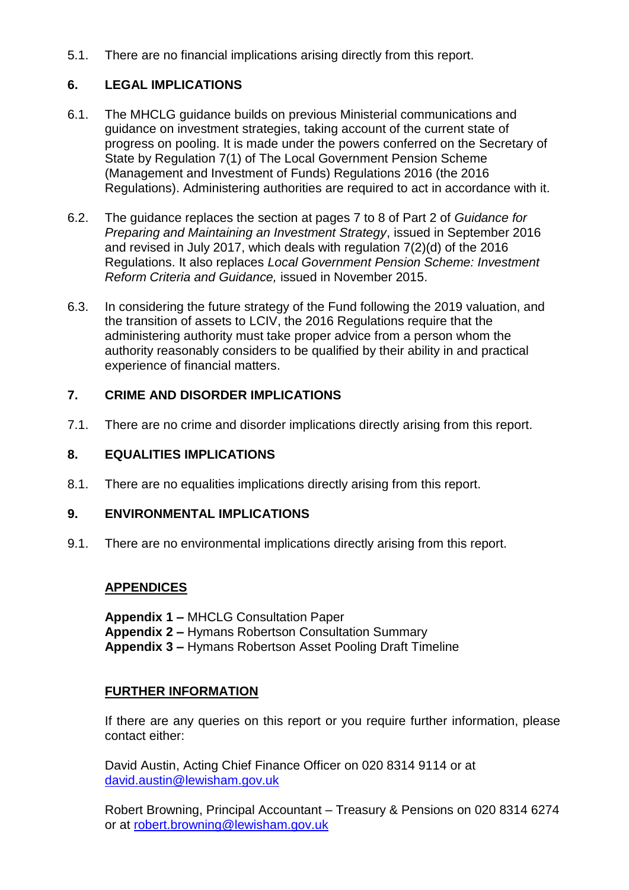5.1. There are no financial implications arising directly from this report.

## 6. LEGAL IMPLICATIONS

6.1. The MHCLG guidance builds on previous Ministerial communications and guidance on investment strategies, taking account of the current state of progress on pooling. It is made under the powers conferred on the Secretary of State by Regulation 7(1) of The Local Government Pension Scheme (Management and Investment of Funds) Regulations 2016 (the 2016 Regulations). Administering authorities are required to act in accordance with it.

6.2. The guidance replaces the section at pages 7 to 8 of Part 2 of *Guidance for Preparing and Maintaining an Investment Strategy*, issued in September 2016 and revised in July 2017, which deals with regulation 7(2)(d) of the 2016 Regulations. It also replaces *Local Government Pension Scheme: Investment Reform Criteria and Guidance,* issued in November 2015.

6.3. In considering the future strategy of the Fund following the 2019 valuation, and the transition of assets to LCIV, the 2016 Regulations require that the administering authority must take proper advice from a person whom the authority reasonably considers to be qualified by their ability in and practical experience of financial matters.

## 7. CRIME AND DISORDER IMPLICATIONS

7.1. There are no crime and disorder implications directly arising from this report.

## 8. EQUALITIES IMPLICATIONS

8.1. There are no equalities implications directly arising from this report.

## 9. ENVIRONMENTAL IMPLICATIONS

9.1. There are no environmental implications directly arising from this report.

## APPENDICES

**Appendix 1 –** MHCLG Consultation Paper
**Appendix 2 –** Hymans Robertson Consultation Summary
**Appendix 3 –** Hymans Robertson Asset Pooling Draft Timeline

## FURTHER INFORMATION

If there are any queries on this report or you require further information, please contact either:

David Austin, Acting Chief Finance Officer on 020 8314 9114 or at david.austin@lewisham.gov.uk

Robert Browning, Principal Accountant – Treasury & Pensions on 020 8314 6274 or at robert.browning@lewisham.gov.uk